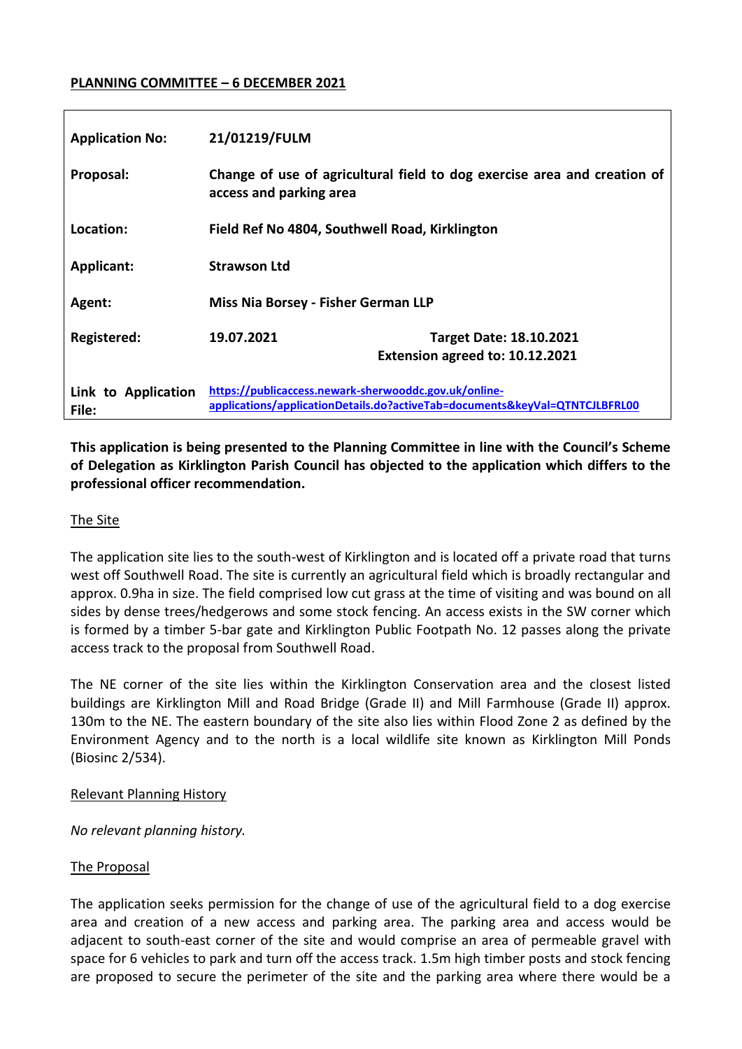**PLANNING COMMITTEE – 6 DECEMBER 2021**

| | | |
|---|---|---|
| **Application No:** | **21/01219/FULM** | |
| **Proposal:** | **Change of use of agricultural field to dog exercise area and creation of access and parking area** | |
| **Location:** | **Field Ref No 4804, Southwell Road, Kirklington** | |
| **Applicant:** | **Strawson Ltd** | |
| **Agent:** | **Miss Nia Borsey - Fisher German LLP** | |
| **Registered:** | **19.07.2021** | **Target Date: 18.10.2021** **Extension agreed to: 10.12.2021** |
| **Link to Application File:** | **https://publicaccess.newark-sherwooddc.gov.uk/online-applications/applicationDetails.do?activeTab=documents&keyVal=QTNTCJLBFRL00** | |

**This application is being presented to the Planning Committee in line with the Council's Scheme of Delegation as Kirklington Parish Council has objected to the application which differs to the professional officer recommendation.**

## The Site

The application site lies to the south-west of Kirklington and is located off a private road that turns west off Southwell Road. The site is currently an agricultural field which is broadly rectangular and approx. 0.9ha in size. The field comprised low cut grass at the time of visiting and was bound on all sides by dense trees/hedgerows and some stock fencing. An access exists in the SW corner which is formed by a timber 5-bar gate and Kirklington Public Footpath No. 12 passes along the private access track to the proposal from Southwell Road.

The NE corner of the site lies within the Kirklington Conservation area and the closest listed buildings are Kirklington Mill and Road Bridge (Grade II) and Mill Farmhouse (Grade II) approx. 130m to the NE. The eastern boundary of the site also lies within Flood Zone 2 as defined by the Environment Agency and to the north is a local wildlife site known as Kirklington Mill Ponds (Biosinc 2/534).

## Relevant Planning History

*No relevant planning history.*

## The Proposal

The application seeks permission for the change of use of the agricultural field to a dog exercise area and creation of a new access and parking area. The parking area and access would be adjacent to south-east corner of the site and would comprise an area of permeable gravel with space for 6 vehicles to park and turn off the access track. 1.5m high timber posts and stock fencing are proposed to secure the perimeter of the site and the parking area where there would be a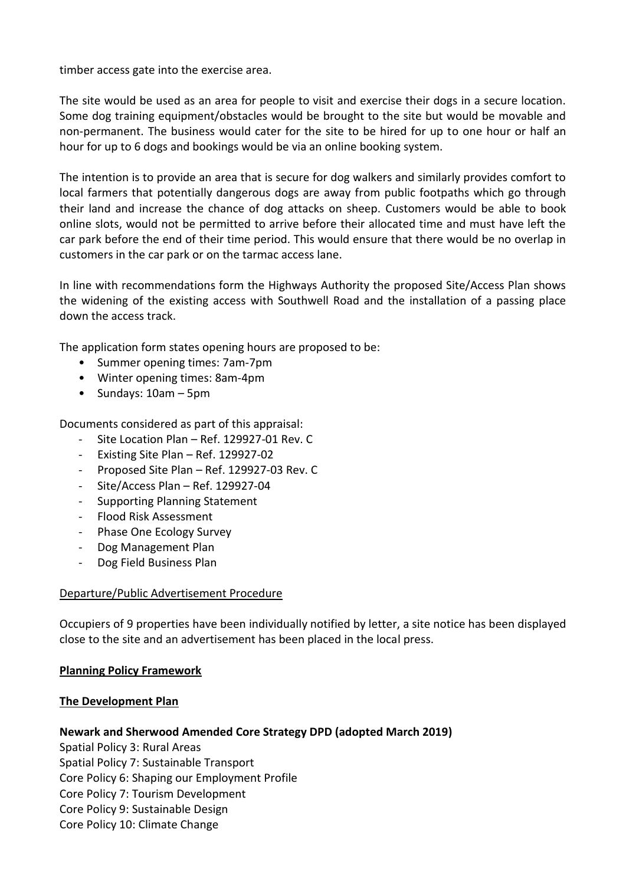timber access gate into the exercise area.

The site would be used as an area for people to visit and exercise their dogs in a secure location. Some dog training equipment/obstacles would be brought to the site but would be movable and non-permanent. The business would cater for the site to be hired for up to one hour or half an hour for up to 6 dogs and bookings would be via an online booking system.

The intention is to provide an area that is secure for dog walkers and similarly provides comfort to local farmers that potentially dangerous dogs are away from public footpaths which go through their land and increase the chance of dog attacks on sheep. Customers would be able to book online slots, would not be permitted to arrive before their allocated time and must have left the car park before the end of their time period. This would ensure that there would be no overlap in customers in the car park or on the tarmac access lane.

In line with recommendations form the Highways Authority the proposed Site/Access Plan shows the widening of the existing access with Southwell Road and the installation of a passing place down the access track.

The application form states opening hours are proposed to be:

- Summer opening times: 7am-7pm
- Winter opening times: 8am-4pm
- Sundays: 10am – 5pm

Documents considered as part of this appraisal:

- Site Location Plan – Ref. 129927-01 Rev. C
- Existing Site Plan – Ref. 129927-02
- Proposed Site Plan – Ref. 129927-03 Rev. C
- Site/Access Plan – Ref. 129927-04
- Supporting Planning Statement
- Flood Risk Assessment
- Phase One Ecology Survey
- Dog Management Plan
- Dog Field Business Plan

Departure/Public Advertisement Procedure

Occupiers of 9 properties have been individually notified by letter, a site notice has been displayed close to the site and an advertisement has been placed in the local press.

## Planning Policy Framework

### The Development Plan

**Newark and Sherwood Amended Core Strategy DPD (adopted March 2019)**

Spatial Policy 3: Rural Areas
Spatial Policy 7: Sustainable Transport
Core Policy 6: Shaping our Employment Profile
Core Policy 7: Tourism Development
Core Policy 9: Sustainable Design
Core Policy 10: Climate Change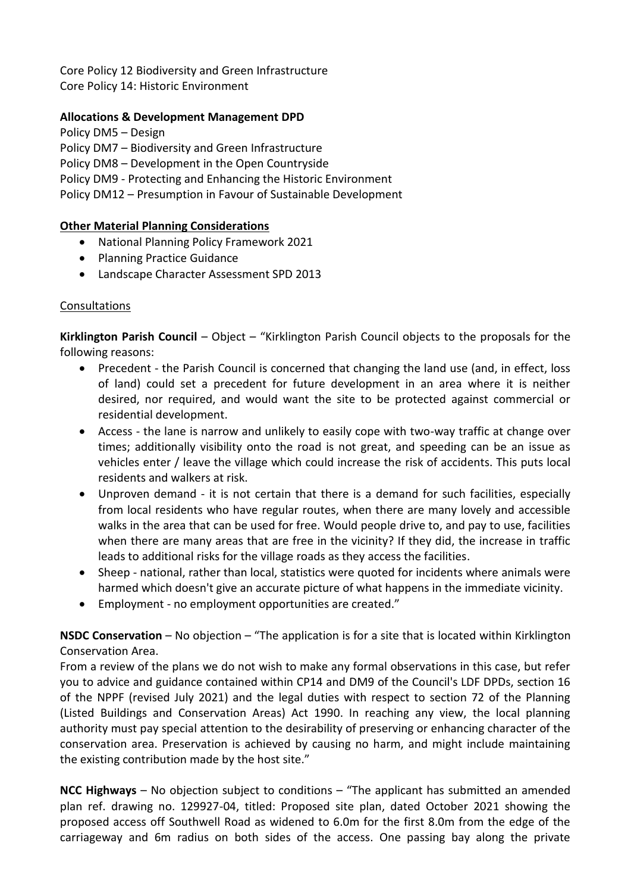Core Policy 12 Biodiversity and Green Infrastructure
Core Policy 14: Historic Environment

**Allocations & Development Management DPD**

Policy DM5 – Design
Policy DM7 – Biodiversity and Green Infrastructure
Policy DM8 – Development in the Open Countryside
Policy DM9 - Protecting and Enhancing the Historic Environment
Policy DM12 – Presumption in Favour of Sustainable Development

**Other Material Planning Considerations**

- National Planning Policy Framework 2021
- Planning Practice Guidance
- Landscape Character Assessment SPD 2013

Consultations

**Kirklington Parish Council** – Object – "Kirklington Parish Council objects to the proposals for the following reasons:

- Precedent - the Parish Council is concerned that changing the land use (and, in effect, loss of land) could set a precedent for future development in an area where it is neither desired, nor required, and would want the site to be protected against commercial or residential development.
- Access - the lane is narrow and unlikely to easily cope with two-way traffic at change over times; additionally visibility onto the road is not great, and speeding can be an issue as vehicles enter / leave the village which could increase the risk of accidents. This puts local residents and walkers at risk.
- Unproven demand - it is not certain that there is a demand for such facilities, especially from local residents who have regular routes, when there are many lovely and accessible walks in the area that can be used for free. Would people drive to, and pay to use, facilities when there are many areas that are free in the vicinity? If they did, the increase in traffic leads to additional risks for the village roads as they access the facilities.
- Sheep - national, rather than local, statistics were quoted for incidents where animals were harmed which doesn't give an accurate picture of what happens in the immediate vicinity.
- Employment - no employment opportunities are created."

**NSDC Conservation** – No objection – "The application is for a site that is located within Kirklington Conservation Area.
From a review of the plans we do not wish to make any formal observations in this case, but refer you to advice and guidance contained within CP14 and DM9 of the Council's LDF DPDs, section 16 of the NPPF (revised July 2021) and the legal duties with respect to section 72 of the Planning (Listed Buildings and Conservation Areas) Act 1990. In reaching any view, the local planning authority must pay special attention to the desirability of preserving or enhancing character of the conservation area. Preservation is achieved by causing no harm, and might include maintaining the existing contribution made by the host site."

**NCC Highways** – No objection subject to conditions – "The applicant has submitted an amended plan ref. drawing no. 129927-04, titled: Proposed site plan, dated October 2021 showing the proposed access off Southwell Road as widened to 6.0m for the first 8.0m from the edge of the carriageway and 6m radius on both sides of the access. One passing bay along the private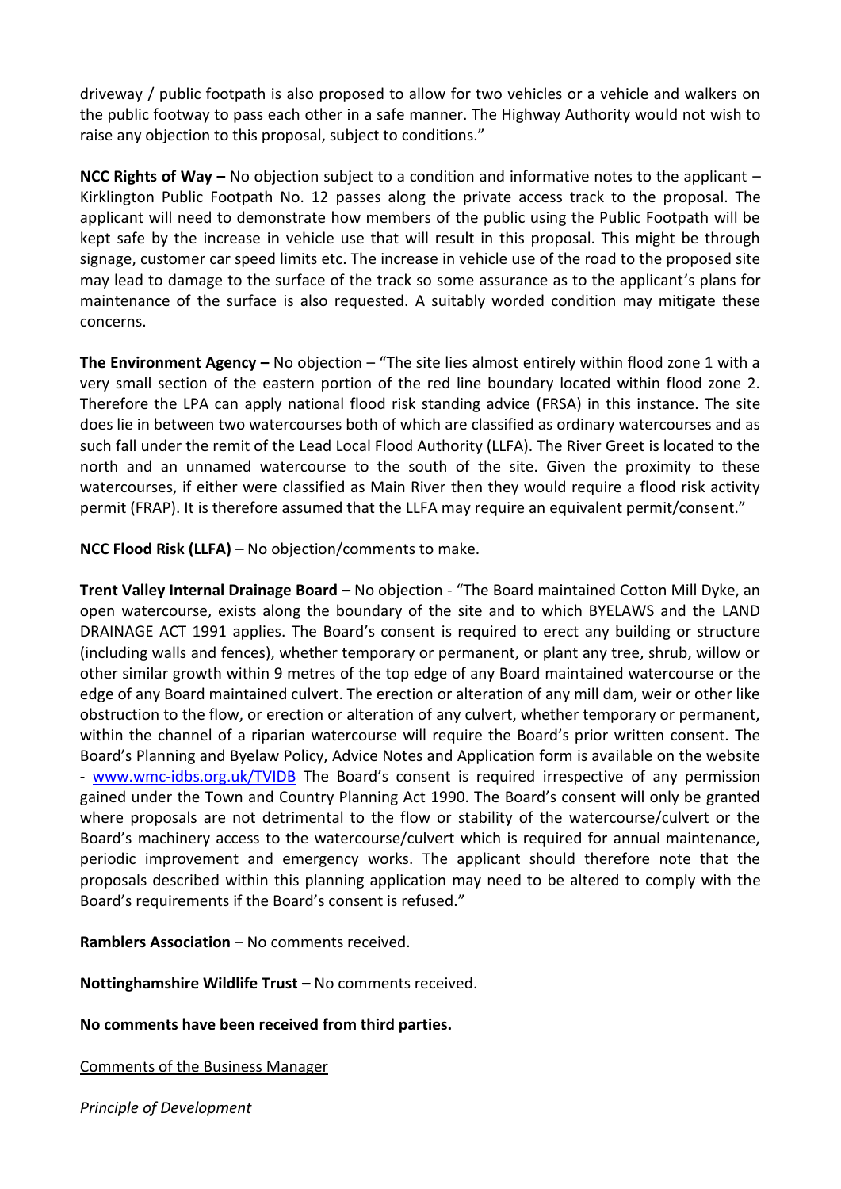driveway / public footpath is also proposed to allow for two vehicles or a vehicle and walkers on the public footway to pass each other in a safe manner. The Highway Authority would not wish to raise any objection to this proposal, subject to conditions."

**NCC Rights of Way –** No objection subject to a condition and informative notes to the applicant – Kirklington Public Footpath No. 12 passes along the private access track to the proposal. The applicant will need to demonstrate how members of the public using the Public Footpath will be kept safe by the increase in vehicle use that will result in this proposal. This might be through signage, customer car speed limits etc. The increase in vehicle use of the road to the proposed site may lead to damage to the surface of the track so some assurance as to the applicant's plans for maintenance of the surface is also requested. A suitably worded condition may mitigate these concerns.

**The Environment Agency –** No objection – "The site lies almost entirely within flood zone 1 with a very small section of the eastern portion of the red line boundary located within flood zone 2. Therefore the LPA can apply national flood risk standing advice (FRSA) in this instance. The site does lie in between two watercourses both of which are classified as ordinary watercourses and as such fall under the remit of the Lead Local Flood Authority (LLFA). The River Greet is located to the north and an unnamed watercourse to the south of the site. Given the proximity to these watercourses, if either were classified as Main River then they would require a flood risk activity permit (FRAP). It is therefore assumed that the LLFA may require an equivalent permit/consent."

**NCC Flood Risk (LLFA)** – No objection/comments to make.

**Trent Valley Internal Drainage Board –** No objection - "The Board maintained Cotton Mill Dyke, an open watercourse, exists along the boundary of the site and to which BYELAWS and the LAND DRAINAGE ACT 1991 applies. The Board's consent is required to erect any building or structure (including walls and fences), whether temporary or permanent, or plant any tree, shrub, willow or other similar growth within 9 metres of the top edge of any Board maintained watercourse or the edge of any Board maintained culvert. The erection or alteration of any mill dam, weir or other like obstruction to the flow, or erection or alteration of any culvert, whether temporary or permanent, within the channel of a riparian watercourse will require the Board's prior written consent. The Board's Planning and Byelaw Policy, Advice Notes and Application form is available on the website - www.wmc-idbs.org.uk/TVIDB The Board's consent is required irrespective of any permission gained under the Town and Country Planning Act 1990. The Board's consent will only be granted where proposals are not detrimental to the flow or stability of the watercourse/culvert or the Board's machinery access to the watercourse/culvert which is required for annual maintenance, periodic improvement and emergency works. The applicant should therefore note that the proposals described within this planning application may need to be altered to comply with the Board's requirements if the Board's consent is refused."

**Ramblers Association** – No comments received.

**Nottinghamshire Wildlife Trust –** No comments received.

**No comments have been received from third parties.**

Comments of the Business Manager

*Principle of Development*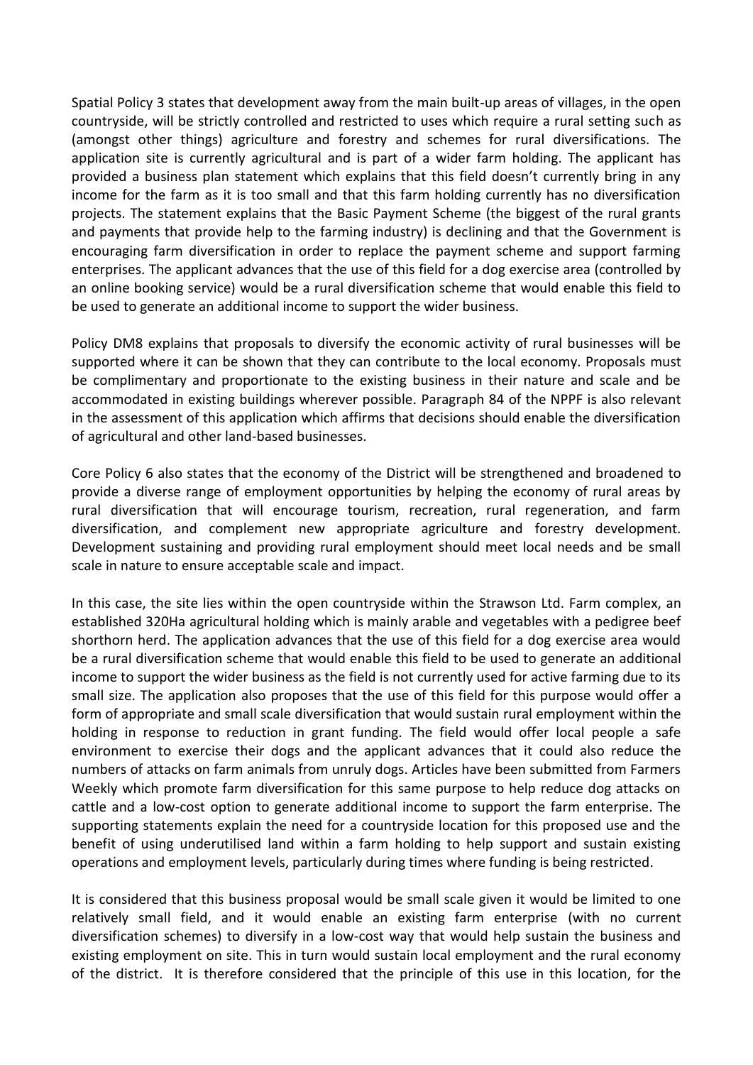Spatial Policy 3 states that development away from the main built-up areas of villages, in the open countryside, will be strictly controlled and restricted to uses which require a rural setting such as (amongst other things) agriculture and forestry and schemes for rural diversifications. The application site is currently agricultural and is part of a wider farm holding. The applicant has provided a business plan statement which explains that this field doesn't currently bring in any income for the farm as it is too small and that this farm holding currently has no diversification projects. The statement explains that the Basic Payment Scheme (the biggest of the rural grants and payments that provide help to the farming industry) is declining and that the Government is encouraging farm diversification in order to replace the payment scheme and support farming enterprises. The applicant advances that the use of this field for a dog exercise area (controlled by an online booking service) would be a rural diversification scheme that would enable this field to be used to generate an additional income to support the wider business.

Policy DM8 explains that proposals to diversify the economic activity of rural businesses will be supported where it can be shown that they can contribute to the local economy. Proposals must be complimentary and proportionate to the existing business in their nature and scale and be accommodated in existing buildings wherever possible. Paragraph 84 of the NPPF is also relevant in the assessment of this application which affirms that decisions should enable the diversification of agricultural and other land-based businesses.

Core Policy 6 also states that the economy of the District will be strengthened and broadened to provide a diverse range of employment opportunities by helping the economy of rural areas by rural diversification that will encourage tourism, recreation, rural regeneration, and farm diversification, and complement new appropriate agriculture and forestry development. Development sustaining and providing rural employment should meet local needs and be small scale in nature to ensure acceptable scale and impact.

In this case, the site lies within the open countryside within the Strawson Ltd. Farm complex, an established 320Ha agricultural holding which is mainly arable and vegetables with a pedigree beef shorthorn herd. The application advances that the use of this field for a dog exercise area would be a rural diversification scheme that would enable this field to be used to generate an additional income to support the wider business as the field is not currently used for active farming due to its small size. The application also proposes that the use of this field for this purpose would offer a form of appropriate and small scale diversification that would sustain rural employment within the holding in response to reduction in grant funding. The field would offer local people a safe environment to exercise their dogs and the applicant advances that it could also reduce the numbers of attacks on farm animals from unruly dogs. Articles have been submitted from Farmers Weekly which promote farm diversification for this same purpose to help reduce dog attacks on cattle and a low-cost option to generate additional income to support the farm enterprise. The supporting statements explain the need for a countryside location for this proposed use and the benefit of using underutilised land within a farm holding to help support and sustain existing operations and employment levels, particularly during times where funding is being restricted.

It is considered that this business proposal would be small scale given it would be limited to one relatively small field, and it would enable an existing farm enterprise (with no current diversification schemes) to diversify in a low-cost way that would help sustain the business and existing employment on site. This in turn would sustain local employment and the rural economy of the district. It is therefore considered that the principle of this use in this location, for the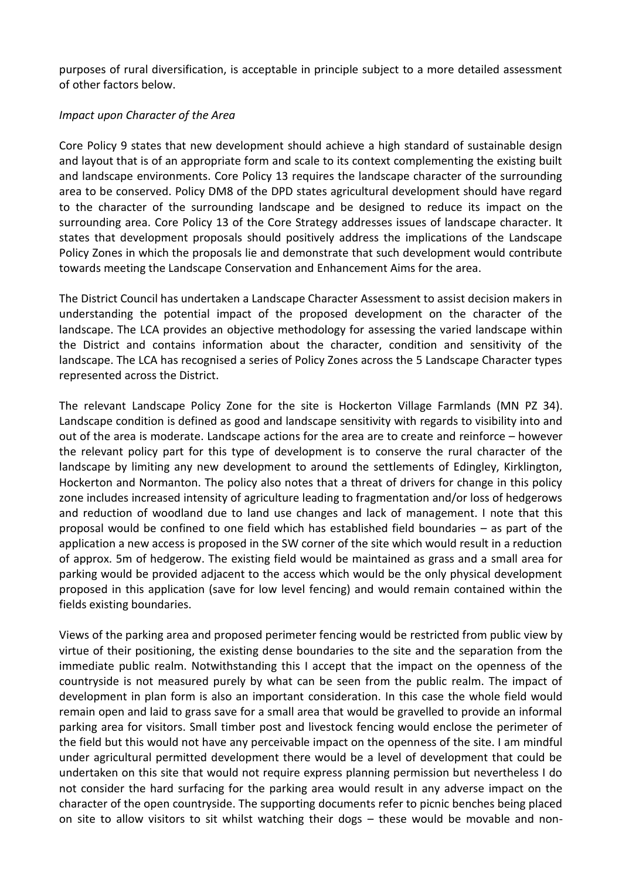purposes of rural diversification, is acceptable in principle subject to a more detailed assessment of other factors below.

*Impact upon Character of the Area*

Core Policy 9 states that new development should achieve a high standard of sustainable design and layout that is of an appropriate form and scale to its context complementing the existing built and landscape environments. Core Policy 13 requires the landscape character of the surrounding area to be conserved. Policy DM8 of the DPD states agricultural development should have regard to the character of the surrounding landscape and be designed to reduce its impact on the surrounding area. Core Policy 13 of the Core Strategy addresses issues of landscape character. It states that development proposals should positively address the implications of the Landscape Policy Zones in which the proposals lie and demonstrate that such development would contribute towards meeting the Landscape Conservation and Enhancement Aims for the area.

The District Council has undertaken a Landscape Character Assessment to assist decision makers in understanding the potential impact of the proposed development on the character of the landscape. The LCA provides an objective methodology for assessing the varied landscape within the District and contains information about the character, condition and sensitivity of the landscape. The LCA has recognised a series of Policy Zones across the 5 Landscape Character types represented across the District.

The relevant Landscape Policy Zone for the site is Hockerton Village Farmlands (MN PZ 34). Landscape condition is defined as good and landscape sensitivity with regards to visibility into and out of the area is moderate. Landscape actions for the area are to create and reinforce – however the relevant policy part for this type of development is to conserve the rural character of the landscape by limiting any new development to around the settlements of Edingley, Kirklington, Hockerton and Normanton. The policy also notes that a threat of drivers for change in this policy zone includes increased intensity of agriculture leading to fragmentation and/or loss of hedgerows and reduction of woodland due to land use changes and lack of management. I note that this proposal would be confined to one field which has established field boundaries – as part of the application a new access is proposed in the SW corner of the site which would result in a reduction of approx. 5m of hedgerow. The existing field would be maintained as grass and a small area for parking would be provided adjacent to the access which would be the only physical development proposed in this application (save for low level fencing) and would remain contained within the fields existing boundaries.

Views of the parking area and proposed perimeter fencing would be restricted from public view by virtue of their positioning, the existing dense boundaries to the site and the separation from the immediate public realm. Notwithstanding this I accept that the impact on the openness of the countryside is not measured purely by what can be seen from the public realm. The impact of development in plan form is also an important consideration. In this case the whole field would remain open and laid to grass save for a small area that would be gravelled to provide an informal parking area for visitors. Small timber post and livestock fencing would enclose the perimeter of the field but this would not have any perceivable impact on the openness of the site. I am mindful under agricultural permitted development there would be a level of development that could be undertaken on this site that would not require express planning permission but nevertheless I do not consider the hard surfacing for the parking area would result in any adverse impact on the character of the open countryside. The supporting documents refer to picnic benches being placed on site to allow visitors to sit whilst watching their dogs – these would be movable and non-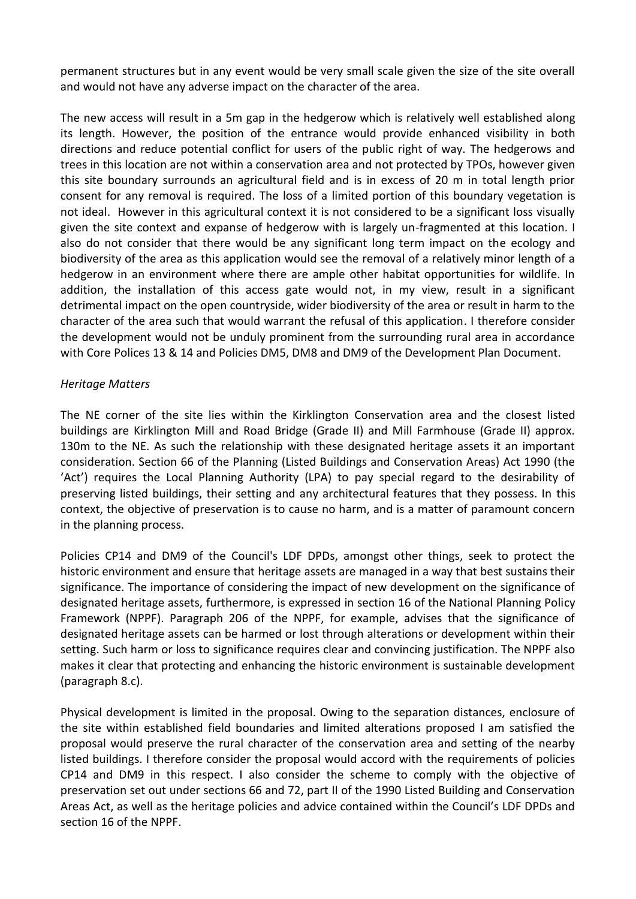permanent structures but in any event would be very small scale given the size of the site overall and would not have any adverse impact on the character of the area.

The new access will result in a 5m gap in the hedgerow which is relatively well established along its length. However, the position of the entrance would provide enhanced visibility in both directions and reduce potential conflict for users of the public right of way. The hedgerows and trees in this location are not within a conservation area and not protected by TPOs, however given this site boundary surrounds an agricultural field and is in excess of 20 m in total length prior consent for any removal is required. The loss of a limited portion of this boundary vegetation is not ideal. However in this agricultural context it is not considered to be a significant loss visually given the site context and expanse of hedgerow with is largely un-fragmented at this location. I also do not consider that there would be any significant long term impact on the ecology and biodiversity of the area as this application would see the removal of a relatively minor length of a hedgerow in an environment where there are ample other habitat opportunities for wildlife. In addition, the installation of this access gate would not, in my view, result in a significant detrimental impact on the open countryside, wider biodiversity of the area or result in harm to the character of the area such that would warrant the refusal of this application. I therefore consider the development would not be unduly prominent from the surrounding rural area in accordance with Core Polices 13 & 14 and Policies DM5, DM8 and DM9 of the Development Plan Document.

*Heritage Matters*

The NE corner of the site lies within the Kirklington Conservation area and the closest listed buildings are Kirklington Mill and Road Bridge (Grade II) and Mill Farmhouse (Grade II) approx. 130m to the NE. As such the relationship with these designated heritage assets it an important consideration. Section 66 of the Planning (Listed Buildings and Conservation Areas) Act 1990 (the 'Act') requires the Local Planning Authority (LPA) to pay special regard to the desirability of preserving listed buildings, their setting and any architectural features that they possess. In this context, the objective of preservation is to cause no harm, and is a matter of paramount concern in the planning process.

Policies CP14 and DM9 of the Council's LDF DPDs, amongst other things, seek to protect the historic environment and ensure that heritage assets are managed in a way that best sustains their significance. The importance of considering the impact of new development on the significance of designated heritage assets, furthermore, is expressed in section 16 of the National Planning Policy Framework (NPPF). Paragraph 206 of the NPPF, for example, advises that the significance of designated heritage assets can be harmed or lost through alterations or development within their setting. Such harm or loss to significance requires clear and convincing justification. The NPPF also makes it clear that protecting and enhancing the historic environment is sustainable development (paragraph 8.c).

Physical development is limited in the proposal. Owing to the separation distances, enclosure of the site within established field boundaries and limited alterations proposed I am satisfied the proposal would preserve the rural character of the conservation area and setting of the nearby listed buildings. I therefore consider the proposal would accord with the requirements of policies CP14 and DM9 in this respect. I also consider the scheme to comply with the objective of preservation set out under sections 66 and 72, part II of the 1990 Listed Building and Conservation Areas Act, as well as the heritage policies and advice contained within the Council's LDF DPDs and section 16 of the NPPF.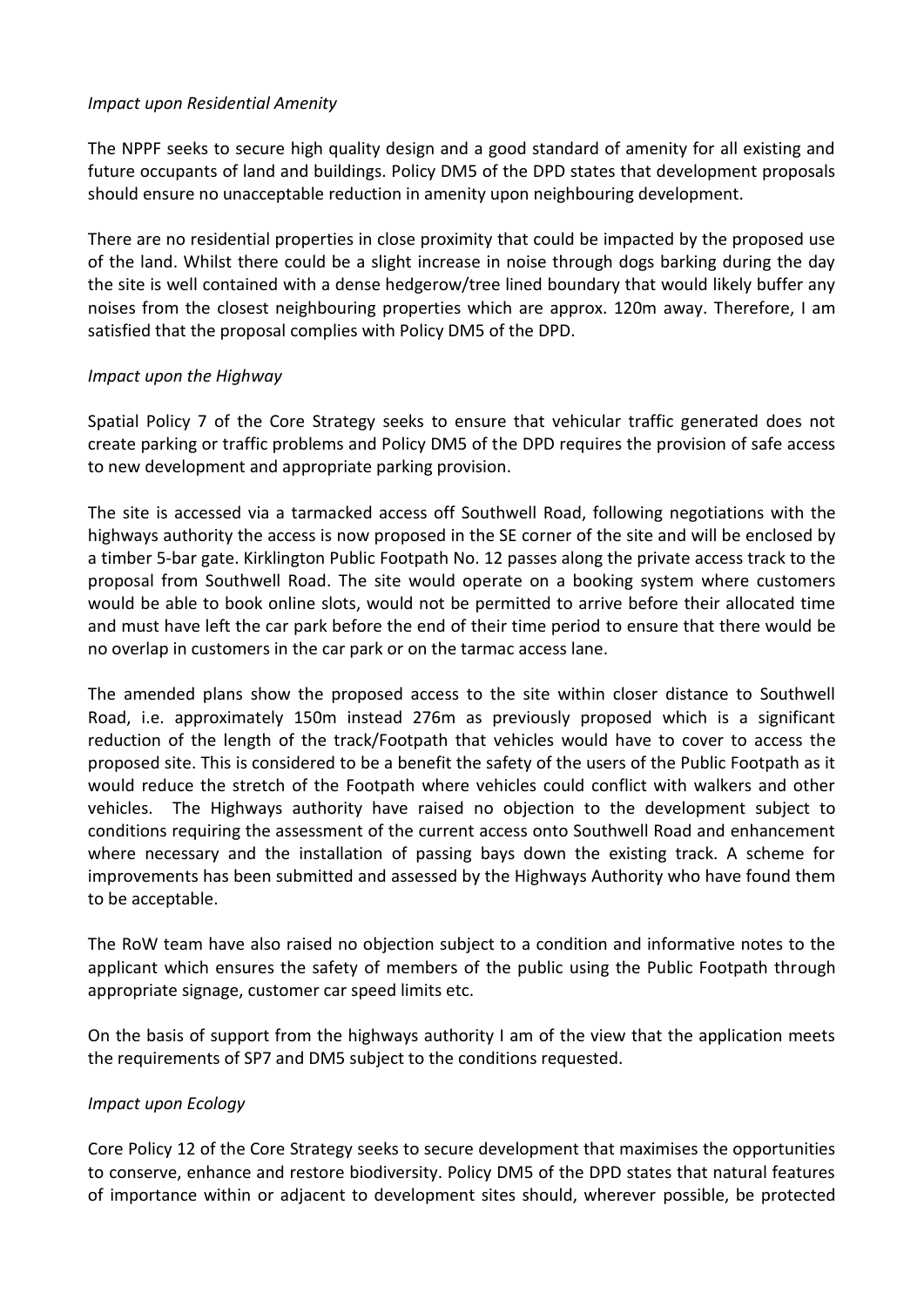*Impact upon Residential Amenity*

The NPPF seeks to secure high quality design and a good standard of amenity for all existing and future occupants of land and buildings. Policy DM5 of the DPD states that development proposals should ensure no unacceptable reduction in amenity upon neighbouring development.

There are no residential properties in close proximity that could be impacted by the proposed use of the land. Whilst there could be a slight increase in noise through dogs barking during the day the site is well contained with a dense hedgerow/tree lined boundary that would likely buffer any noises from the closest neighbouring properties which are approx. 120m away. Therefore, I am satisfied that the proposal complies with Policy DM5 of the DPD.

*Impact upon the Highway*

Spatial Policy 7 of the Core Strategy seeks to ensure that vehicular traffic generated does not create parking or traffic problems and Policy DM5 of the DPD requires the provision of safe access to new development and appropriate parking provision.

The site is accessed via a tarmacked access off Southwell Road, following negotiations with the highways authority the access is now proposed in the SE corner of the site and will be enclosed by a timber 5-bar gate. Kirklington Public Footpath No. 12 passes along the private access track to the proposal from Southwell Road. The site would operate on a booking system where customers would be able to book online slots, would not be permitted to arrive before their allocated time and must have left the car park before the end of their time period to ensure that there would be no overlap in customers in the car park or on the tarmac access lane.

The amended plans show the proposed access to the site within closer distance to Southwell Road, i.e. approximately 150m instead 276m as previously proposed which is a significant reduction of the length of the track/Footpath that vehicles would have to cover to access the proposed site. This is considered to be a benefit the safety of the users of the Public Footpath as it would reduce the stretch of the Footpath where vehicles could conflict with walkers and other vehicles. The Highways authority have raised no objection to the development subject to conditions requiring the assessment of the current access onto Southwell Road and enhancement where necessary and the installation of passing bays down the existing track. A scheme for improvements has been submitted and assessed by the Highways Authority who have found them to be acceptable.

The RoW team have also raised no objection subject to a condition and informative notes to the applicant which ensures the safety of members of the public using the Public Footpath through appropriate signage, customer car speed limits etc.

On the basis of support from the highways authority I am of the view that the application meets the requirements of SP7 and DM5 subject to the conditions requested.

*Impact upon Ecology*

Core Policy 12 of the Core Strategy seeks to secure development that maximises the opportunities to conserve, enhance and restore biodiversity. Policy DM5 of the DPD states that natural features of importance within or adjacent to development sites should, wherever possible, be protected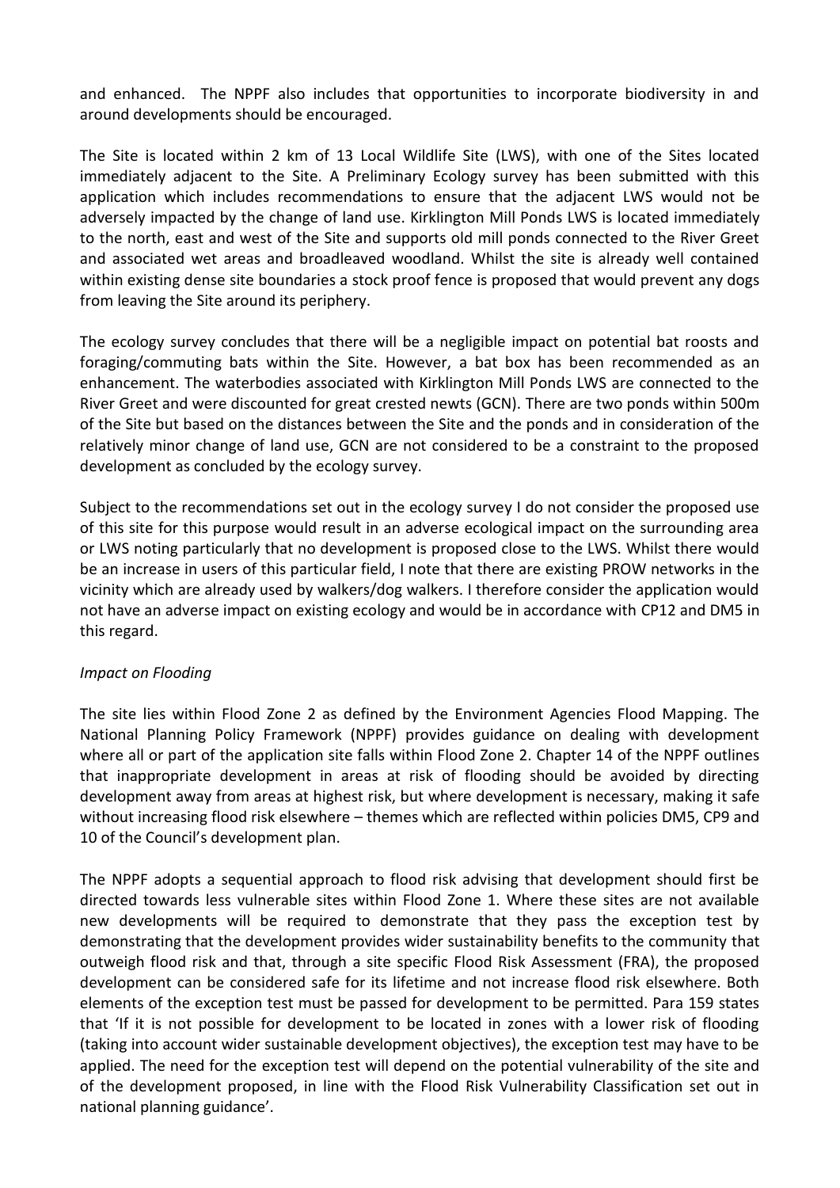and enhanced. The NPPF also includes that opportunities to incorporate biodiversity in and around developments should be encouraged.

The Site is located within 2 km of 13 Local Wildlife Site (LWS), with one of the Sites located immediately adjacent to the Site. A Preliminary Ecology survey has been submitted with this application which includes recommendations to ensure that the adjacent LWS would not be adversely impacted by the change of land use. Kirklington Mill Ponds LWS is located immediately to the north, east and west of the Site and supports old mill ponds connected to the River Greet and associated wet areas and broadleaved woodland. Whilst the site is already well contained within existing dense site boundaries a stock proof fence is proposed that would prevent any dogs from leaving the Site around its periphery.

The ecology survey concludes that there will be a negligible impact on potential bat roosts and foraging/commuting bats within the Site. However, a bat box has been recommended as an enhancement. The waterbodies associated with Kirklington Mill Ponds LWS are connected to the River Greet and were discounted for great crested newts (GCN). There are two ponds within 500m of the Site but based on the distances between the Site and the ponds and in consideration of the relatively minor change of land use, GCN are not considered to be a constraint to the proposed development as concluded by the ecology survey.

Subject to the recommendations set out in the ecology survey I do not consider the proposed use of this site for this purpose would result in an adverse ecological impact on the surrounding area or LWS noting particularly that no development is proposed close to the LWS. Whilst there would be an increase in users of this particular field, I note that there are existing PROW networks in the vicinity which are already used by walkers/dog walkers. I therefore consider the application would not have an adverse impact on existing ecology and would be in accordance with CP12 and DM5 in this regard.

*Impact on Flooding*

The site lies within Flood Zone 2 as defined by the Environment Agencies Flood Mapping. The National Planning Policy Framework (NPPF) provides guidance on dealing with development where all or part of the application site falls within Flood Zone 2. Chapter 14 of the NPPF outlines that inappropriate development in areas at risk of flooding should be avoided by directing development away from areas at highest risk, but where development is necessary, making it safe without increasing flood risk elsewhere – themes which are reflected within policies DM5, CP9 and 10 of the Council's development plan.

The NPPF adopts a sequential approach to flood risk advising that development should first be directed towards less vulnerable sites within Flood Zone 1. Where these sites are not available new developments will be required to demonstrate that they pass the exception test by demonstrating that the development provides wider sustainability benefits to the community that outweigh flood risk and that, through a site specific Flood Risk Assessment (FRA), the proposed development can be considered safe for its lifetime and not increase flood risk elsewhere. Both elements of the exception test must be passed for development to be permitted. Para 159 states that 'If it is not possible for development to be located in zones with a lower risk of flooding (taking into account wider sustainable development objectives), the exception test may have to be applied. The need for the exception test will depend on the potential vulnerability of the site and of the development proposed, in line with the Flood Risk Vulnerability Classification set out in national planning guidance'.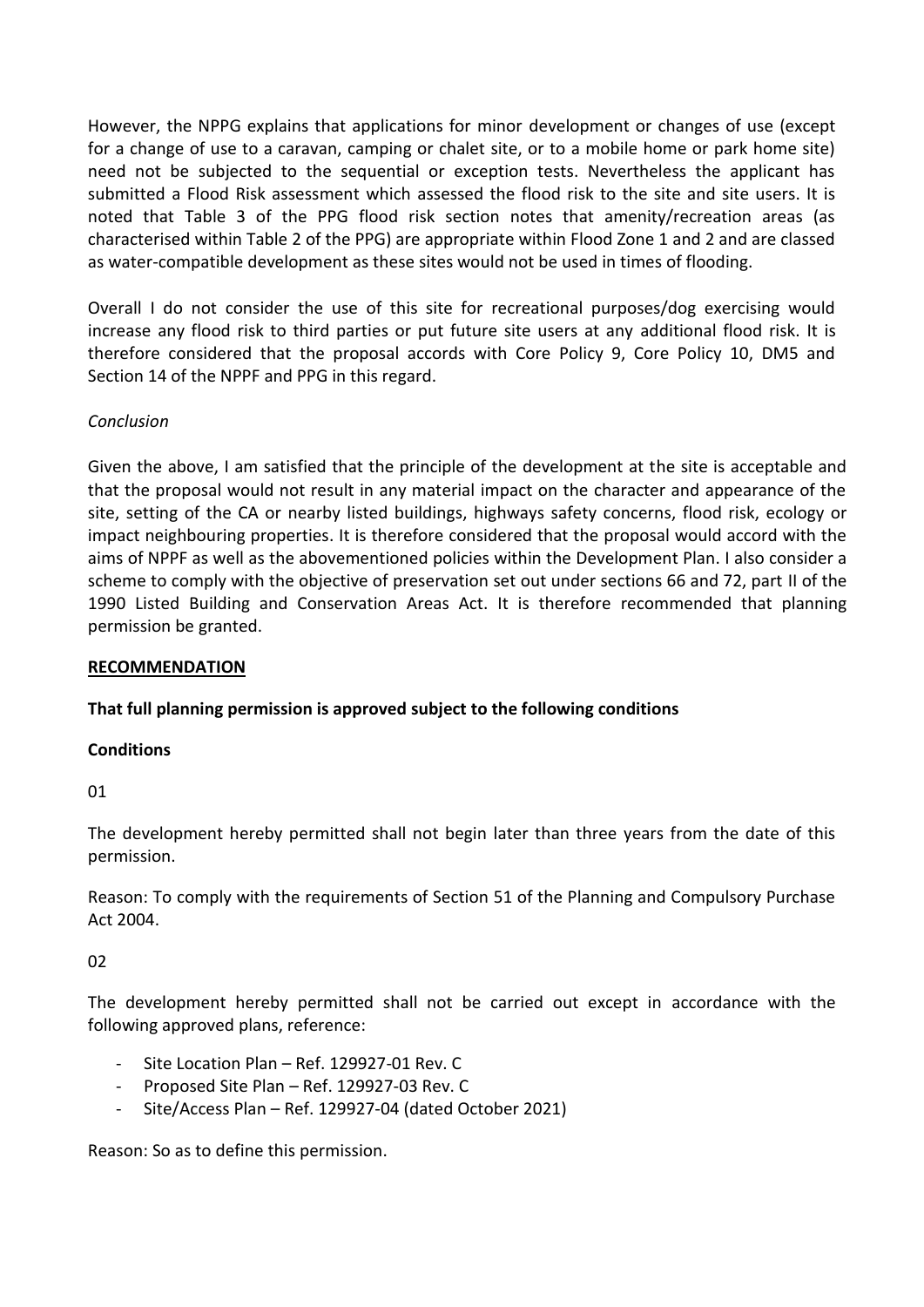However, the NPPG explains that applications for minor development or changes of use (except for a change of use to a caravan, camping or chalet site, or to a mobile home or park home site) need not be subjected to the sequential or exception tests. Nevertheless the applicant has submitted a Flood Risk assessment which assessed the flood risk to the site and site users. It is noted that Table 3 of the PPG flood risk section notes that amenity/recreation areas (as characterised within Table 2 of the PPG) are appropriate within Flood Zone 1 and 2 and are classed as water-compatible development as these sites would not be used in times of flooding.

Overall I do not consider the use of this site for recreational purposes/dog exercising would increase any flood risk to third parties or put future site users at any additional flood risk. It is therefore considered that the proposal accords with Core Policy 9, Core Policy 10, DM5 and Section 14 of the NPPF and PPG in this regard.

*Conclusion*

Given the above, I am satisfied that the principle of the development at the site is acceptable and that the proposal would not result in any material impact on the character and appearance of the site, setting of the CA or nearby listed buildings, highways safety concerns, flood risk, ecology or impact neighbouring properties. It is therefore considered that the proposal would accord with the aims of NPPF as well as the abovementioned policies within the Development Plan. I also consider a scheme to comply with the objective of preservation set out under sections 66 and 72, part II of the 1990 Listed Building and Conservation Areas Act. It is therefore recommended that planning permission be granted.

**RECOMMENDATION**

**That full planning permission is approved subject to the following conditions**

**Conditions**

01

The development hereby permitted shall not begin later than three years from the date of this permission.

Reason: To comply with the requirements of Section 51 of the Planning and Compulsory Purchase Act 2004.

02

The development hereby permitted shall not be carried out except in accordance with the following approved plans, reference:

- Site Location Plan – Ref. 129927-01 Rev. C
- Proposed Site Plan – Ref. 129927-03 Rev. C
- Site/Access Plan – Ref. 129927-04 (dated October 2021)

Reason: So as to define this permission.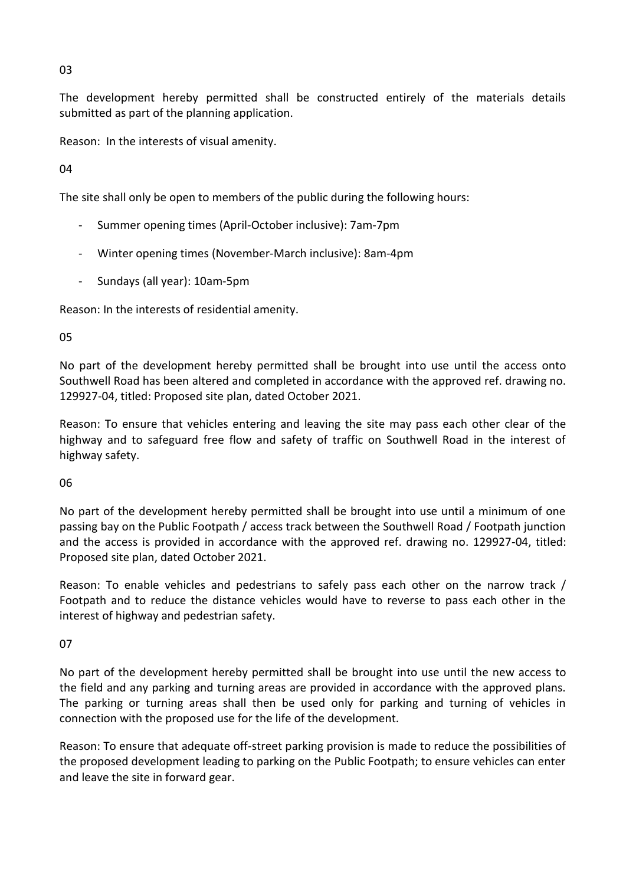03

The development hereby permitted shall be constructed entirely of the materials details submitted as part of the planning application.

Reason: In the interests of visual amenity.

04

The site shall only be open to members of the public during the following hours:

- Summer opening times (April-October inclusive): 7am-7pm
- Winter opening times (November-March inclusive): 8am-4pm
- Sundays (all year): 10am-5pm

Reason: In the interests of residential amenity.

05

No part of the development hereby permitted shall be brought into use until the access onto Southwell Road has been altered and completed in accordance with the approved ref. drawing no. 129927-04, titled: Proposed site plan, dated October 2021.

Reason: To ensure that vehicles entering and leaving the site may pass each other clear of the highway and to safeguard free flow and safety of traffic on Southwell Road in the interest of highway safety.

06

No part of the development hereby permitted shall be brought into use until a minimum of one passing bay on the Public Footpath / access track between the Southwell Road / Footpath junction and the access is provided in accordance with the approved ref. drawing no. 129927-04, titled: Proposed site plan, dated October 2021.

Reason: To enable vehicles and pedestrians to safely pass each other on the narrow track / Footpath and to reduce the distance vehicles would have to reverse to pass each other in the interest of highway and pedestrian safety.

07

No part of the development hereby permitted shall be brought into use until the new access to the field and any parking and turning areas are provided in accordance with the approved plans. The parking or turning areas shall then be used only for parking and turning of vehicles in connection with the proposed use for the life of the development.

Reason: To ensure that adequate off-street parking provision is made to reduce the possibilities of the proposed development leading to parking on the Public Footpath; to ensure vehicles can enter and leave the site in forward gear.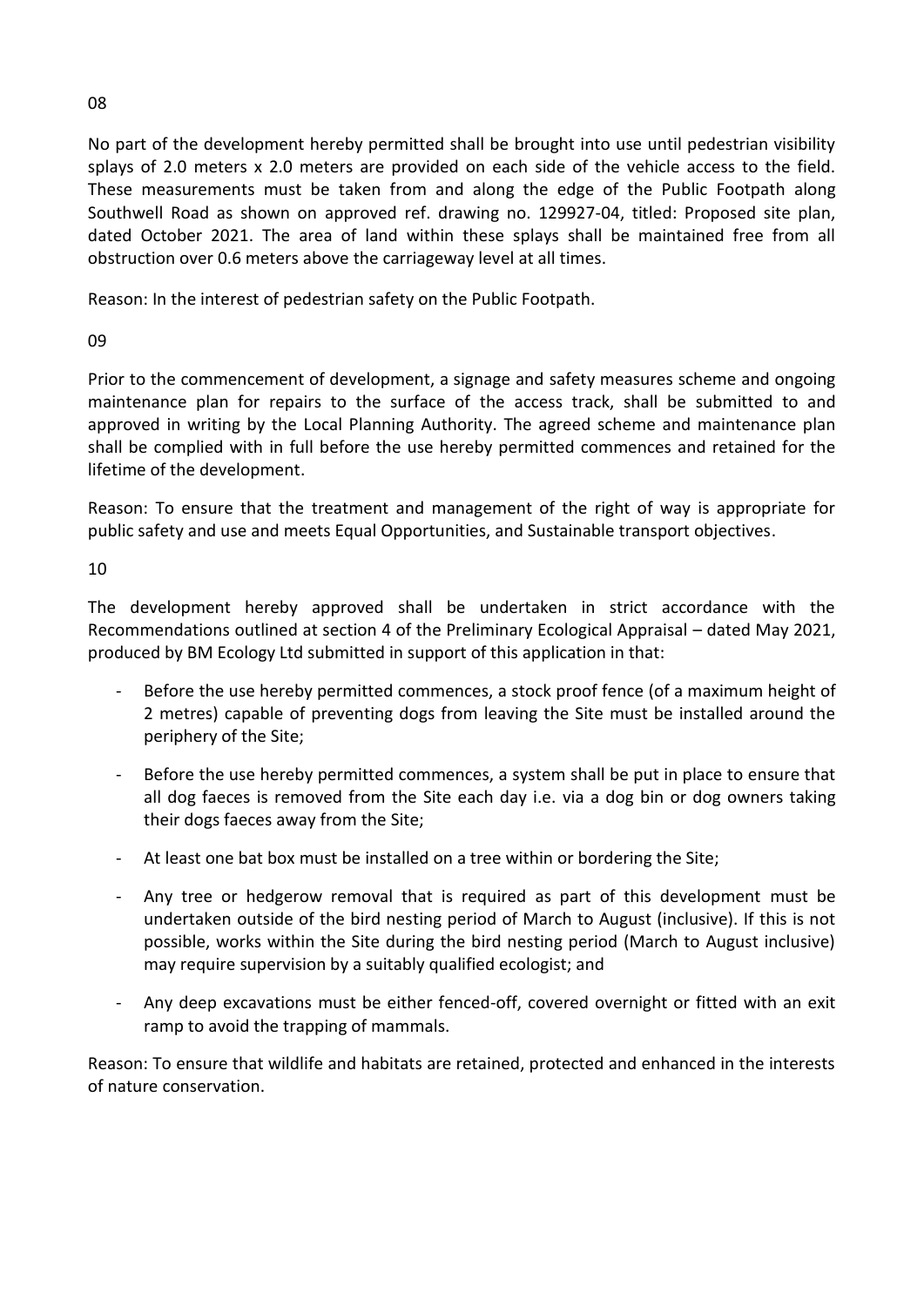08

No part of the development hereby permitted shall be brought into use until pedestrian visibility splays of 2.0 meters x 2.0 meters are provided on each side of the vehicle access to the field. These measurements must be taken from and along the edge of the Public Footpath along Southwell Road as shown on approved ref. drawing no. 129927-04, titled: Proposed site plan, dated October 2021. The area of land within these splays shall be maintained free from all obstruction over 0.6 meters above the carriageway level at all times.

Reason: In the interest of pedestrian safety on the Public Footpath.

09

Prior to the commencement of development, a signage and safety measures scheme and ongoing maintenance plan for repairs to the surface of the access track, shall be submitted to and approved in writing by the Local Planning Authority. The agreed scheme and maintenance plan shall be complied with in full before the use hereby permitted commences and retained for the lifetime of the development.

Reason: To ensure that the treatment and management of the right of way is appropriate for public safety and use and meets Equal Opportunities, and Sustainable transport objectives.

10

The development hereby approved shall be undertaken in strict accordance with the Recommendations outlined at section 4 of the Preliminary Ecological Appraisal – dated May 2021, produced by BM Ecology Ltd submitted in support of this application in that:

- Before the use hereby permitted commences, a stock proof fence (of a maximum height of 2 metres) capable of preventing dogs from leaving the Site must be installed around the periphery of the Site;
- Before the use hereby permitted commences, a system shall be put in place to ensure that all dog faeces is removed from the Site each day i.e. via a dog bin or dog owners taking their dogs faeces away from the Site;
- At least one bat box must be installed on a tree within or bordering the Site;
- Any tree or hedgerow removal that is required as part of this development must be undertaken outside of the bird nesting period of March to August (inclusive). If this is not possible, works within the Site during the bird nesting period (March to August inclusive) may require supervision by a suitably qualified ecologist; and
- Any deep excavations must be either fenced-off, covered overnight or fitted with an exit ramp to avoid the trapping of mammals.

Reason: To ensure that wildlife and habitats are retained, protected and enhanced in the interests of nature conservation.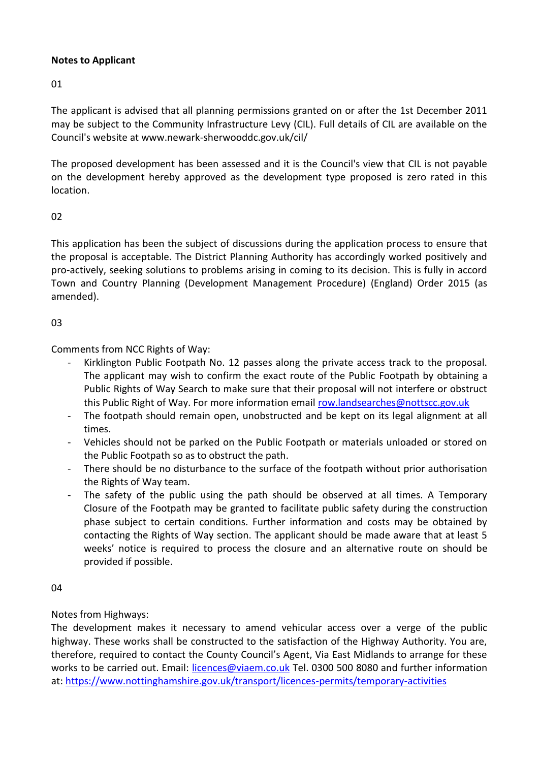**Notes to Applicant**

01

The applicant is advised that all planning permissions granted on or after the 1st December 2011 may be subject to the Community Infrastructure Levy (CIL). Full details of CIL are available on the Council's website at www.newark-sherwooddc.gov.uk/cil/

The proposed development has been assessed and it is the Council's view that CIL is not payable on the development hereby approved as the development type proposed is zero rated in this location.

02

This application has been the subject of discussions during the application process to ensure that the proposal is acceptable. The District Planning Authority has accordingly worked positively and pro-actively, seeking solutions to problems arising in coming to its decision. This is fully in accord Town and Country Planning (Development Management Procedure) (England) Order 2015 (as amended).

03

Comments from NCC Rights of Way:

- Kirklington Public Footpath No. 12 passes along the private access track to the proposal. The applicant may wish to confirm the exact route of the Public Footpath by obtaining a Public Rights of Way Search to make sure that their proposal will not interfere or obstruct this Public Right of Way. For more information email row.landsearches@nottscc.gov.uk
- The footpath should remain open, unobstructed and be kept on its legal alignment at all times.
- Vehicles should not be parked on the Public Footpath or materials unloaded or stored on the Public Footpath so as to obstruct the path.
- There should be no disturbance to the surface of the footpath without prior authorisation the Rights of Way team.
- The safety of the public using the path should be observed at all times. A Temporary Closure of the Footpath may be granted to facilitate public safety during the construction phase subject to certain conditions. Further information and costs may be obtained by contacting the Rights of Way section. The applicant should be made aware that at least 5 weeks' notice is required to process the closure and an alternative route on should be provided if possible.

04

Notes from Highways:
The development makes it necessary to amend vehicular access over a verge of the public highway. These works shall be constructed to the satisfaction of the Highway Authority. You are, therefore, required to contact the County Council's Agent, Via East Midlands to arrange for these works to be carried out. Email: licences@viaem.co.uk Tel. 0300 500 8080 and further information at: https://www.nottinghamshire.gov.uk/transport/licences-permits/temporary-activities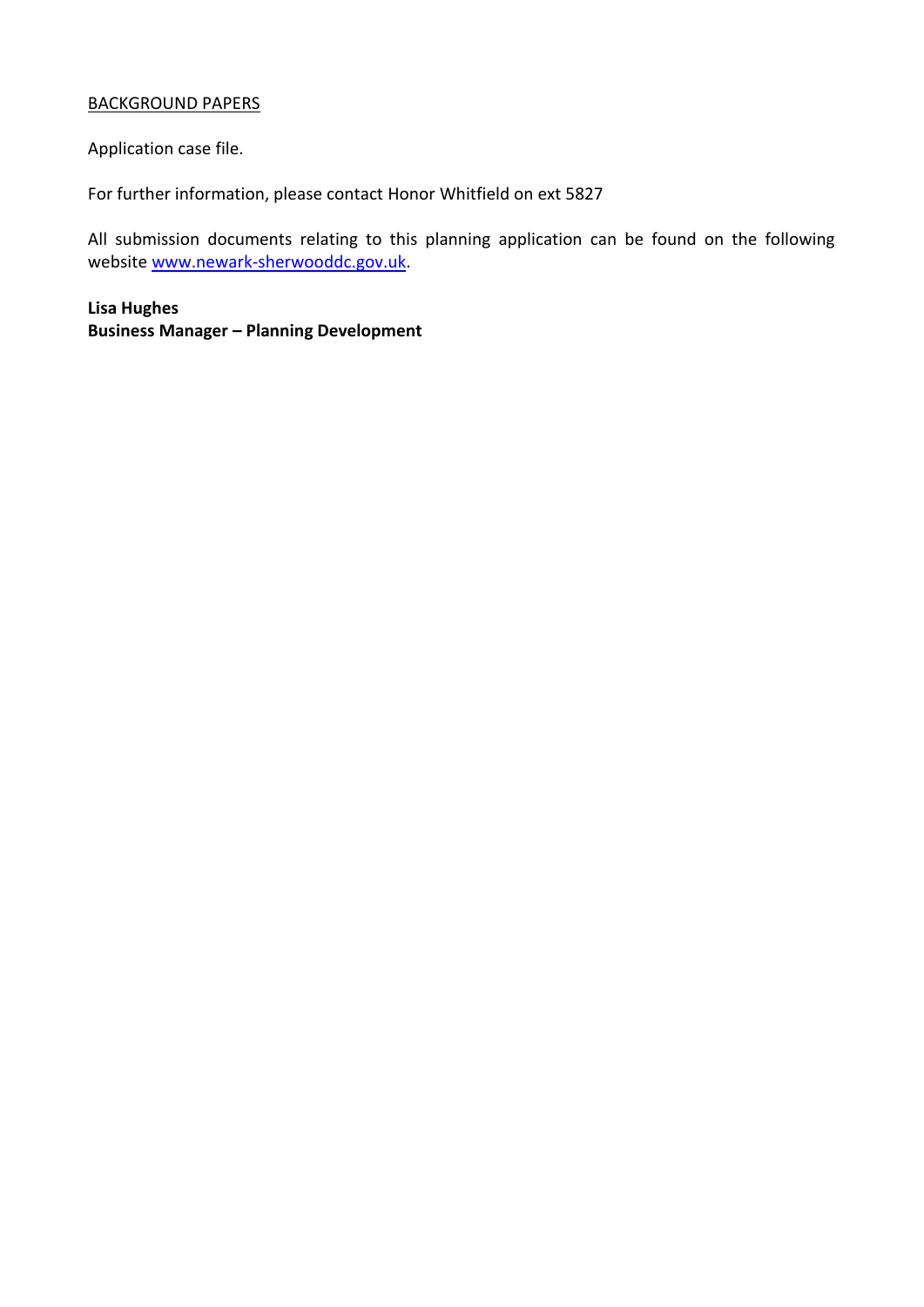BACKGROUND PAPERS

Application case file.

For further information, please contact Honor Whitfield on ext 5827

All submission documents relating to this planning application can be found on the following website [www.newark-sherwooddc.gov.uk](http://www.newark-sherwooddc.gov.uk).

**Lisa Hughes**
**Business Manager – Planning Development**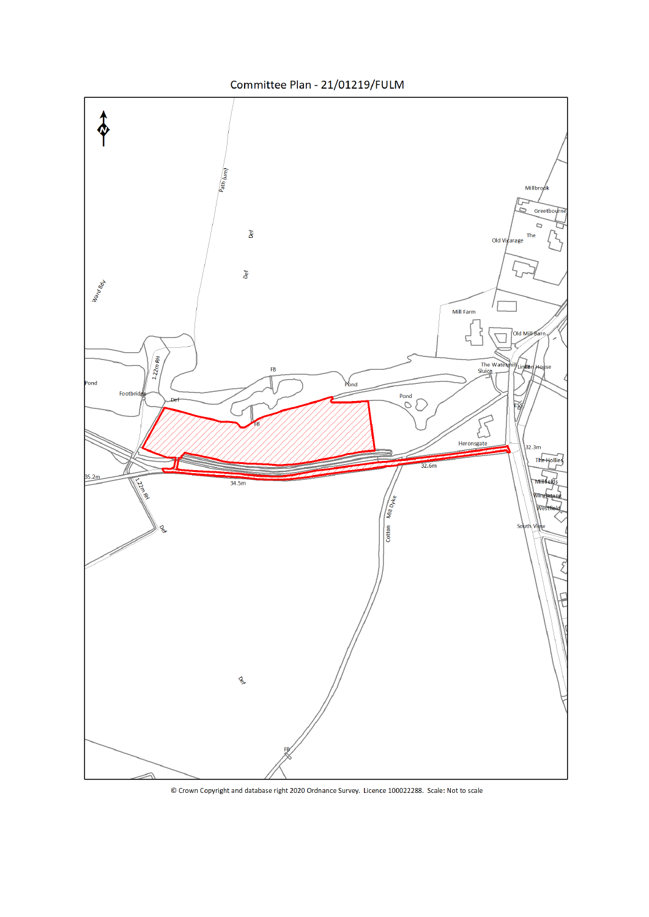# Committee Plan - 21/01219/FULM

Path (um)

Def

Def

Ward Bdy

Millbrook

Greetbourne

The

Old Vicarage

Mill Farm

Old Mill Barn

The Watermill

Sluice

Linden House

ESS

Pond

Pond

FB

Pond

Footbridge

Def

1.22m RH

FB

Heronsgate

32.3m

The Hollies

Millfields

Wingletang

Westfield

South View

35.2m

34.5m

32.6m

1.22m RH

Def

Mill Dyke

Cotton

Def

FB

© Crown Copyright and database right 2020 Ordnance Survey. Licence 100022288. Scale: Not to scale